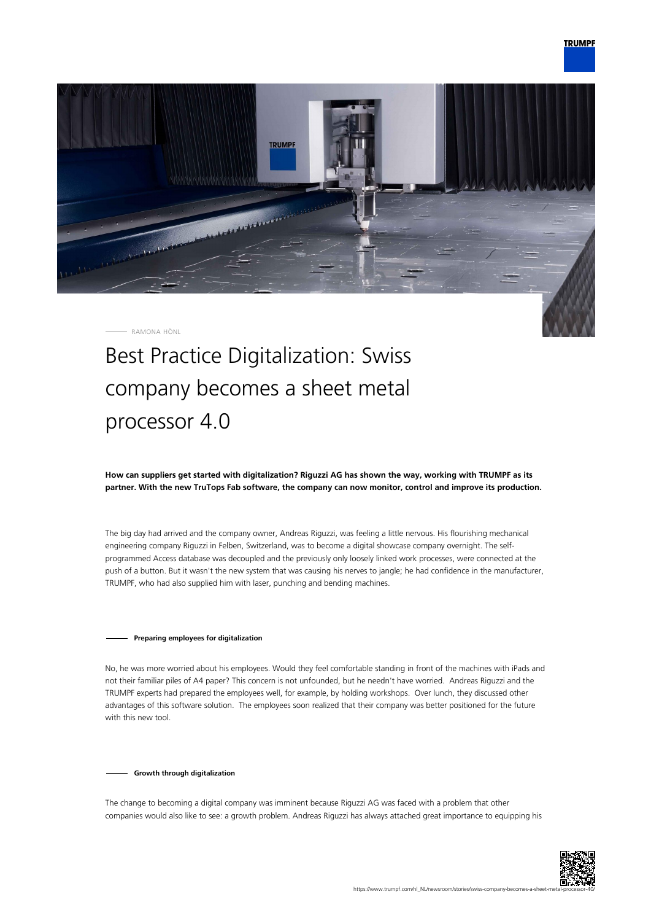RAMONA HÖNL

# Best Practice Digitalization: Swiss company becomes a sheet metal processor 4.0

**How can suppliers get started with digitalization? Riguzzi AG has shown the way, working with TRUMPF as its partner. With the new TruTops Fab software, the company can now monitor, control and improve its production.**

The big day had arrived and the company owner, Andreas Riguzzi, was feeling a little nervous. His flourishing mechanical engineering company Riguzzi in Felben, Switzerland, was to become a digital showcase company overnight. The self-programmed Access database was decoupled and the previously only loosely linked work processes, were connected at the push of a button. But it wasn't the new system that was causing his nerves to jangle; he had confidence in the manufacturer, TRUMPF, who had also supplied him with laser, punching and bending machines.

## Preparing employees for digitalization

No, he was more worried about his employees. Would they feel comfortable standing in front of the machines with iPads and not their familiar piles of A4 paper? This concern is not unfounded, but he needn't have worried. Andreas Riguzzi and the TRUMPF experts had prepared the employees well, for example, by holding workshops. Over lunch, they discussed other advantages of this software solution. The employees soon realized that their company was better positioned for the future with this new tool.

## Growth through digitalization

The change to becoming a digital company was imminent because Riguzzi AG was faced with a problem that other companies would also like to see: a growth problem. Andreas Riguzzi has always attached great importance to equipping his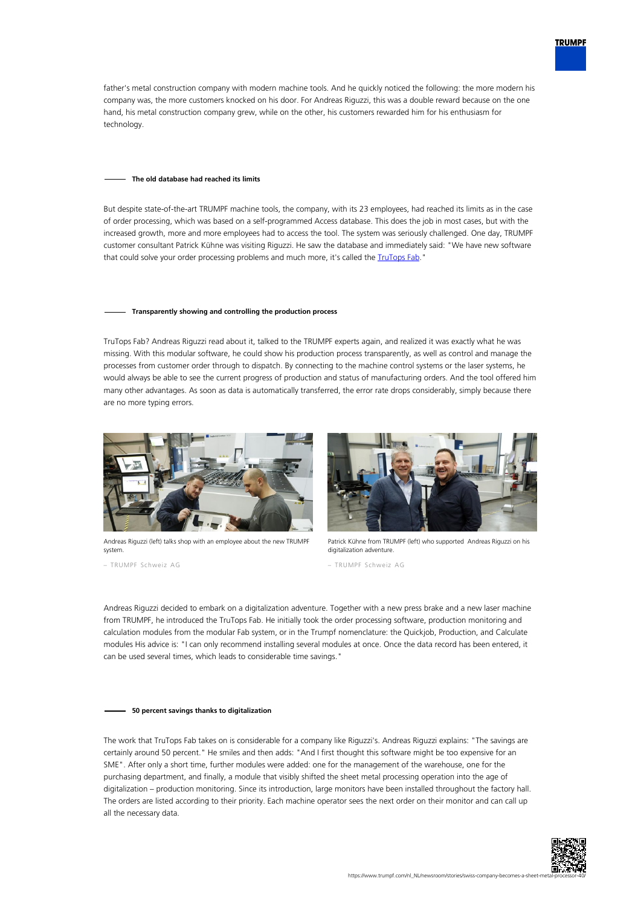father's metal construction company with modern machine tools. And he quickly noticed the following: the more modern his company was, the more customers knocked on his door. For Andreas Riguzzi, this was a double reward because on the one hand, his metal construction company grew, while on the other, his customers rewarded him for his enthusiasm for technology.

### The old database had reached its limits

But despite state-of-the-art TRUMPF machine tools, the company, with its 23 employees, had reached its limits as in the case of order processing, which was based on a self-programmed Access database. This does the job in most cases, but with the increased growth, more and more employees had to access the tool. The system was seriously challenged. One day, TRUMPF customer consultant Patrick Kühne was visiting Riguzzi. He saw the database and immediately said: "We have new software that could solve your order processing problems and much more, it's called the TruTops Fab."

### Transparently showing and controlling the production process

TruTops Fab? Andreas Riguzzi read about it, talked to the TRUMPF experts again, and realized it was exactly what he was missing. With this modular software, he could show his production process transparently, as well as control and manage the processes from customer order through to dispatch. By connecting to the machine control systems or the laser systems, he would always be able to see the current progress of production and status of manufacturing orders. And the tool offered him many other advantages. As soon as data is automatically transferred, the error rate drops considerably, simply because there are no more typing errors.

Andreas Riguzzi (left) talks shop with an employee about the new TRUMPF system.

– TRUMPF Schweiz AG

Patrick Kühne from TRUMPF (left) who supported Andreas Riguzzi on his digitalization adventure.

– TRUMPF Schweiz AG

Andreas Riguzzi decided to embark on a digitalization adventure. Together with a new press brake and a new laser machine from TRUMPF, he introduced the TruTops Fab. He initially took the order processing software, production monitoring and calculation modules from the modular Fab system, or in the Trumpf nomenclature: the Quickjob, Production, and Calculate modules His advice is: "I can only recommend installing several modules at once. Once the data record has been entered, it can be used several times, which leads to considerable time savings."

### 50 percent savings thanks to digitalization

The work that TruTops Fab takes on is considerable for a company like Riguzzi's. Andreas Riguzzi explains: "The savings are certainly around 50 percent." He smiles and then adds: "And I first thought this software might be too expensive for an SME". After only a short time, further modules were added: one for the management of the warehouse, one for the purchasing department, and finally, a module that visibly shifted the sheet metal processing operation into the age of digitalization – production monitoring. Since its introduction, large monitors have been installed throughout the factory hall. The orders are listed according to their priority. Each machine operator sees the next order on their monitor and can call up all the necessary data.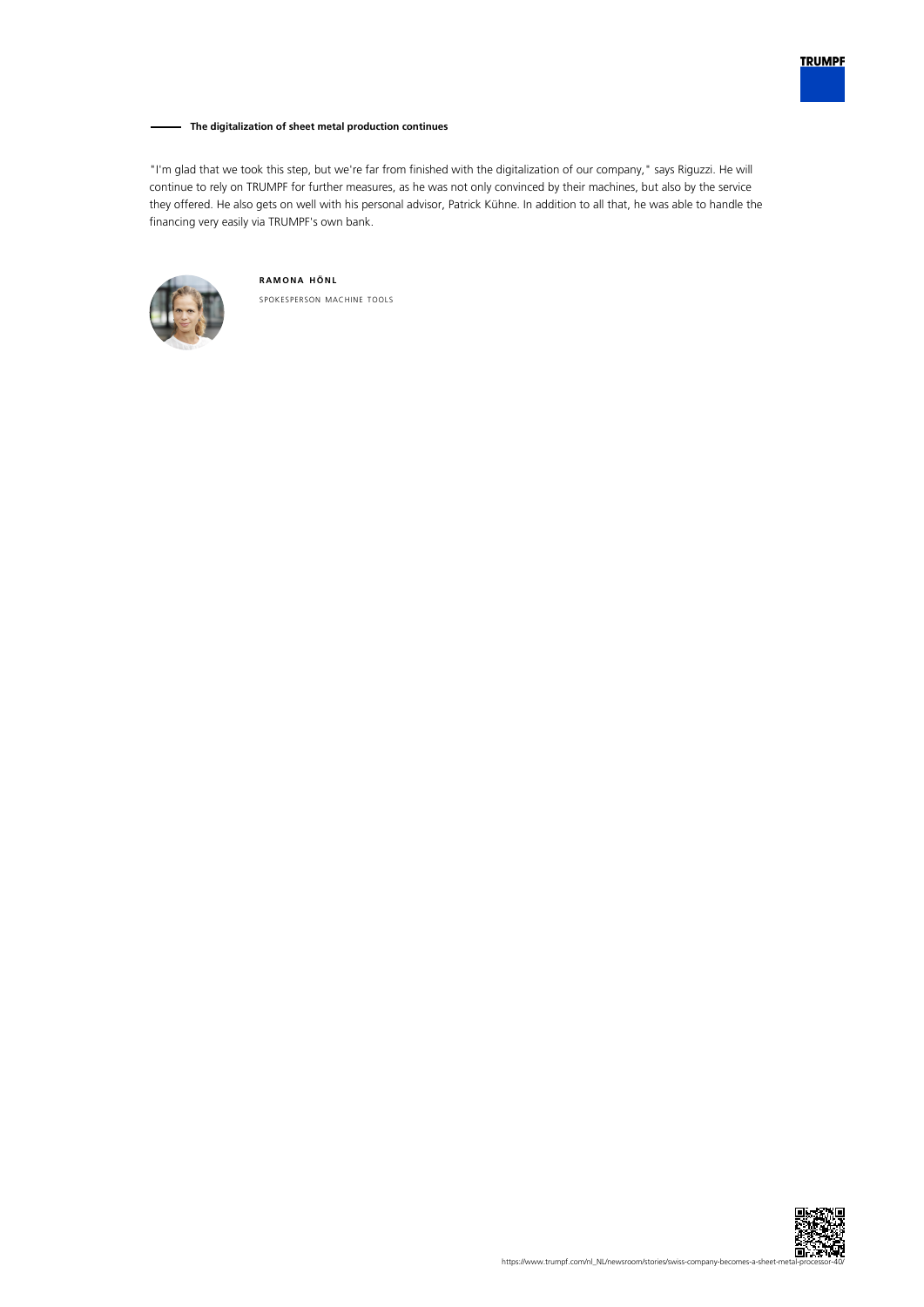### The digitalization of sheet metal production continues

"I'm glad that we took this step, but we're far from finished with the digitalization of our company," says Riguzzi. He will continue to rely on TRUMPF for further measures, as he was not only convinced by their machines, but also by the service they offered. He also gets on well with his personal advisor, Patrick Kühne. In addition to all that, he was able to handle the financing very easily via TRUMPF's own bank.

**RAMONA HÖNL**

SPOKESPERSON MACHINE TOOLS